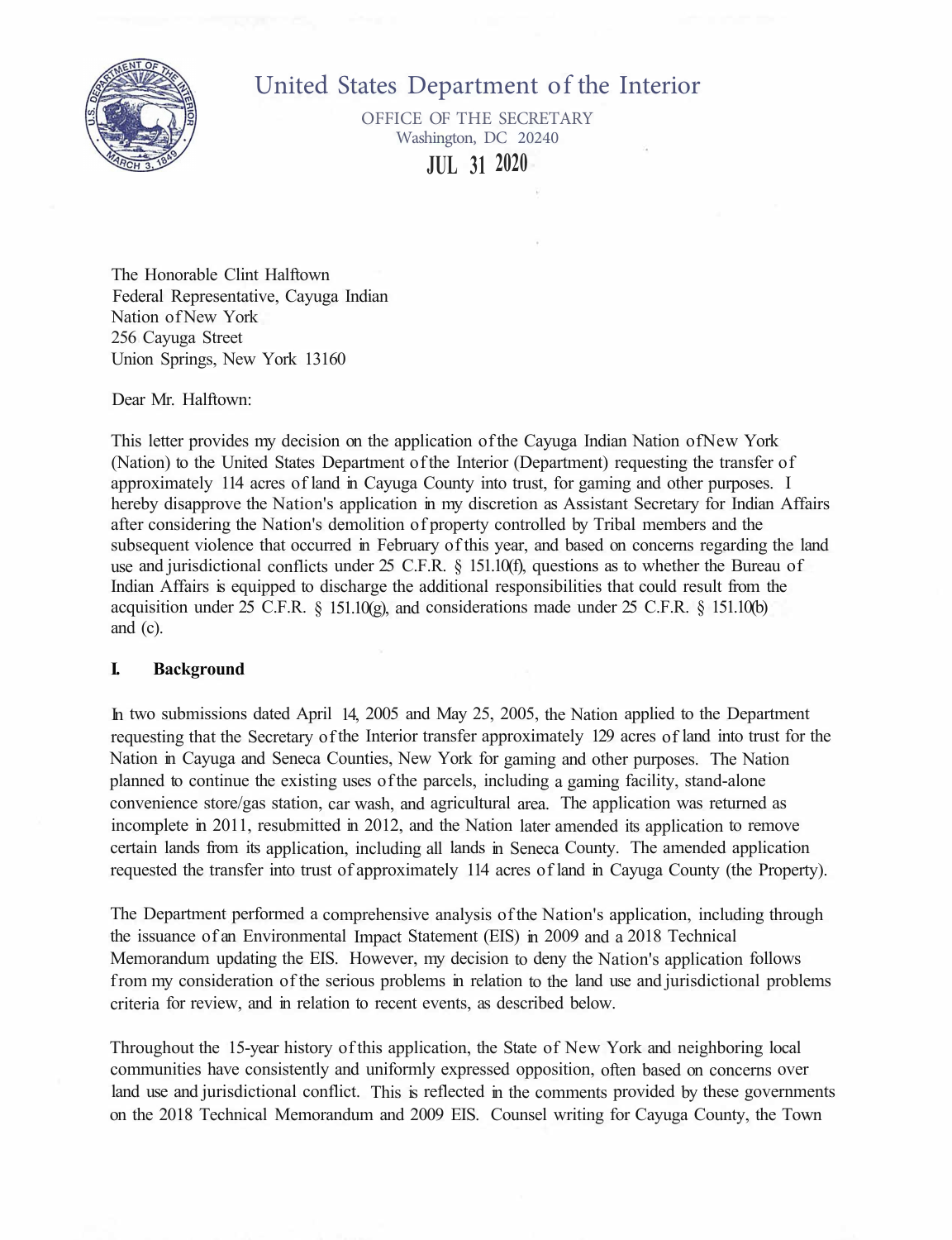# United States Department of the Interior

OFFICE OF THE SECRETARY
Washington, DC 20240

JUL 31 2020

The Honorable Clint Halftown
Federal Representative, Cayuga Indian
Nation of New York
256 Cayuga Street
Union Springs, New York 13160

Dear Mr. Halftown:

This letter provides my decision on the application of the Cayuga Indian Nation of New York (Nation) to the United States Department of the Interior (Department) requesting the transfer of approximately 114 acres of land in Cayuga County into trust, for gaming and other purposes. I hereby disapprove the Nation's application in my discretion as Assistant Secretary for Indian Affairs after considering the Nation's demolition of property controlled by Tribal members and the subsequent violence that occurred in February of this year, and based on concerns regarding the land use and jurisdictional conflicts under 25 C.F.R. § 151.10(f), questions as to whether the Bureau of Indian Affairs is equipped to discharge the additional responsibilities that could result from the acquisition under 25 C.F.R. § 151.10(g), and considerations made under 25 C.F.R. § 151.10(b) and (c).

## I. Background

In two submissions dated April 14, 2005 and May 25, 2005, the Nation applied to the Department requesting that the Secretary of the Interior transfer approximately 129 acres of land into trust for the Nation in Cayuga and Seneca Counties, New York for gaming and other purposes. The Nation planned to continue the existing uses of the parcels, including a gaming facility, stand-alone convenience store/gas station, car wash, and agricultural area. The application was returned as incomplete in 2011, resubmitted in 2012, and the Nation later amended its application to remove certain lands from its application, including all lands in Seneca County. The amended application requested the transfer into trust of approximately 114 acres of land in Cayuga County (the Property).

The Department performed a comprehensive analysis of the Nation's application, including through the issuance of an Environmental Impact Statement (EIS) in 2009 and a 2018 Technical Memorandum updating the EIS. However, my decision to deny the Nation's application follows from my consideration of the serious problems in relation to the land use and jurisdictional problems criteria for review, and in relation to recent events, as described below.

Throughout the 15-year history of this application, the State of New York and neighboring local communities have consistently and uniformly expressed opposition, often based on concerns over land use and jurisdictional conflict. This is reflected in the comments provided by these governments on the 2018 Technical Memorandum and 2009 EIS. Counsel writing for Cayuga County, the Town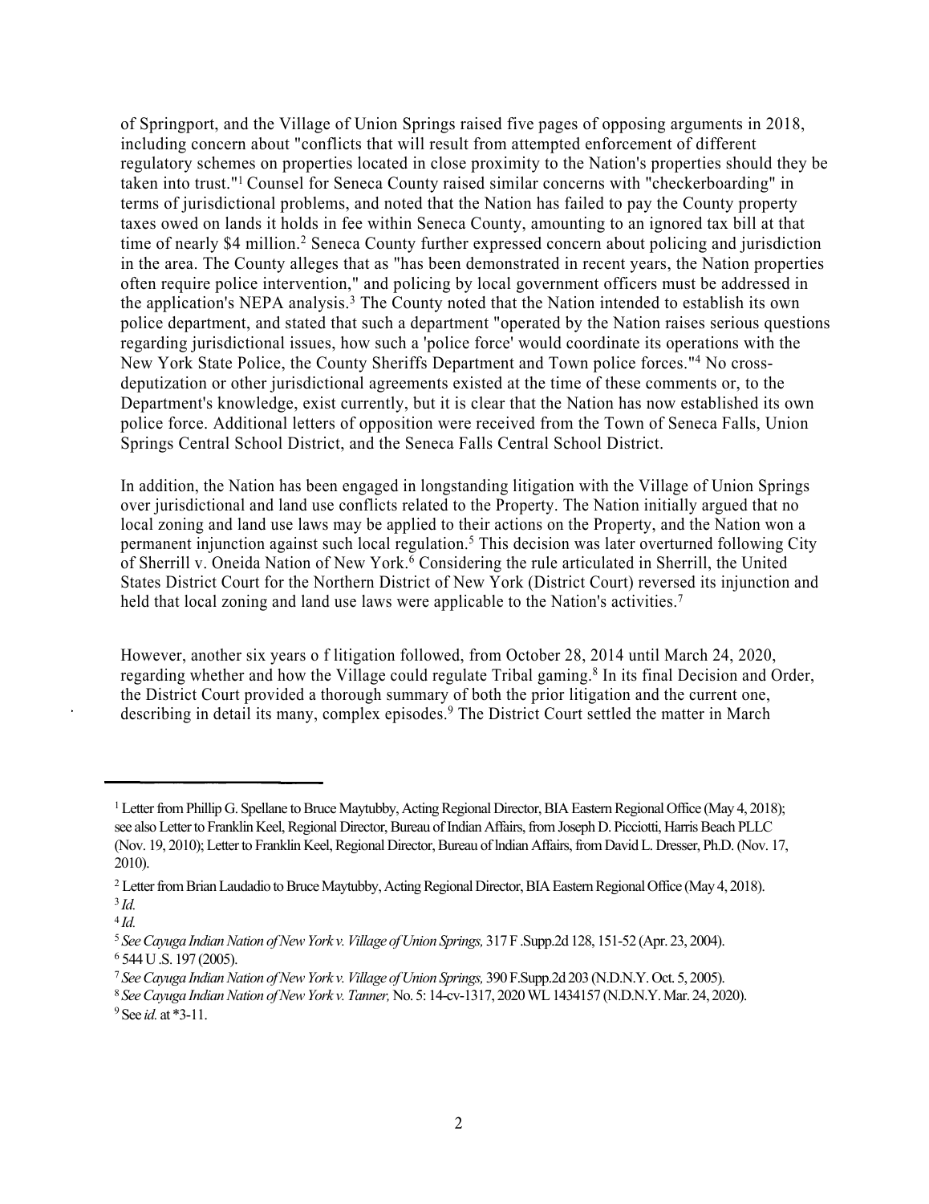of Springport, and the Village of Union Springs raised five pages of opposing arguments in 2018, including concern about "conflicts that will result from attempted enforcement of different regulatory schemes on properties located in close proximity to the Nation's properties should they be taken into trust."[1] Counsel for Seneca County raised similar concerns with "checkerboarding" in terms of jurisdictional problems, and noted that the Nation has failed to pay the County property taxes owed on lands it holds in fee within Seneca County, amounting to an ignored tax bill at that time of nearly $4 million.[2] Seneca County further expressed concern about policing and jurisdiction in the area. The County alleges that as "has been demonstrated in recent years, the Nation properties often require police intervention," and policing by local government officers must be addressed in the application's NEPA analysis.[3] The County noted that the Nation intended to establish its own police department, and stated that such a department "operated by the Nation raises serious questions regarding jurisdictional issues, how such a 'police force' would coordinate its operations with the New York State Police, the County Sheriffs Department and Town police forces."[4] No cross-deputization or other jurisdictional agreements existed at the time of these comments or, to the Department's knowledge, exist currently, but it is clear that the Nation has now established its own police force. Additional letters of opposition were received from the Town of Seneca Falls, Union Springs Central School District, and the Seneca Falls Central School District.

In addition, the Nation has been engaged in longstanding litigation with the Village of Union Springs over jurisdictional and land use conflicts related to the Property. The Nation initially argued that no local zoning and land use laws may be applied to their actions on the Property, and the Nation won a permanent injunction against such local regulation.[5] This decision was later overturned following City of Sherrill v. Oneida Nation of New York.[6] Considering the rule articulated in Sherrill, the United States District Court for the Northern District of New York (District Court) reversed its injunction and held that local zoning and land use laws were applicable to the Nation's activities.[7]

However, another six years o f litigation followed, from October 28, 2014 until March 24, 2020, regarding whether and how the Village could regulate Tribal gaming.[8] In its final Decision and Order, the District Court provided a thorough summary of both the prior litigation and the current one, describing in detail its many, complex episodes.[9] The District Court settled the matter in March

---

[1] Letter from Phillip G. Spellane to Bruce Maytubby, Acting Regional Director, BIA Eastern Regional Office (May 4, 2018); see also Letter to Franklin Keel, Regional Director, Bureau of Indian Affairs, from Joseph D. Picciotti, Harris Beach PLLC (Nov. 19, 2010); Letter to Franklin Keel, Regional Director, Bureau of lndian Affairs, from David L. Dresser, Ph.D. (Nov. 17, 2010).

[2] Letter from Brian Laudadio to Bruce Maytubby, Acting Regional Director, BIA Eastern Regional Office (May 4, 2018).

[3] *Id.*

[4] *Id.*

[5] *See Cayuga Indian Nation of New York v. Village of Union Springs,* 317 F .Supp.2d 128, 151-52 (Apr. 23, 2004).

[6] 544 U .S. 197 (2005).

[7] *See Cayuga Indian Nation of New York v. Village of Union Springs,* 390 F.Supp.2d 203 (N.D.N.Y. Oct. 5, 2005).

[8] *See Cayuga Indian Nation of New York v. Tanner,* No. 5: 14-cv-1317, 2020 WL 1434157 (N.D.N.Y. Mar. 24, 2020).

[9] See *id.* at *3-11.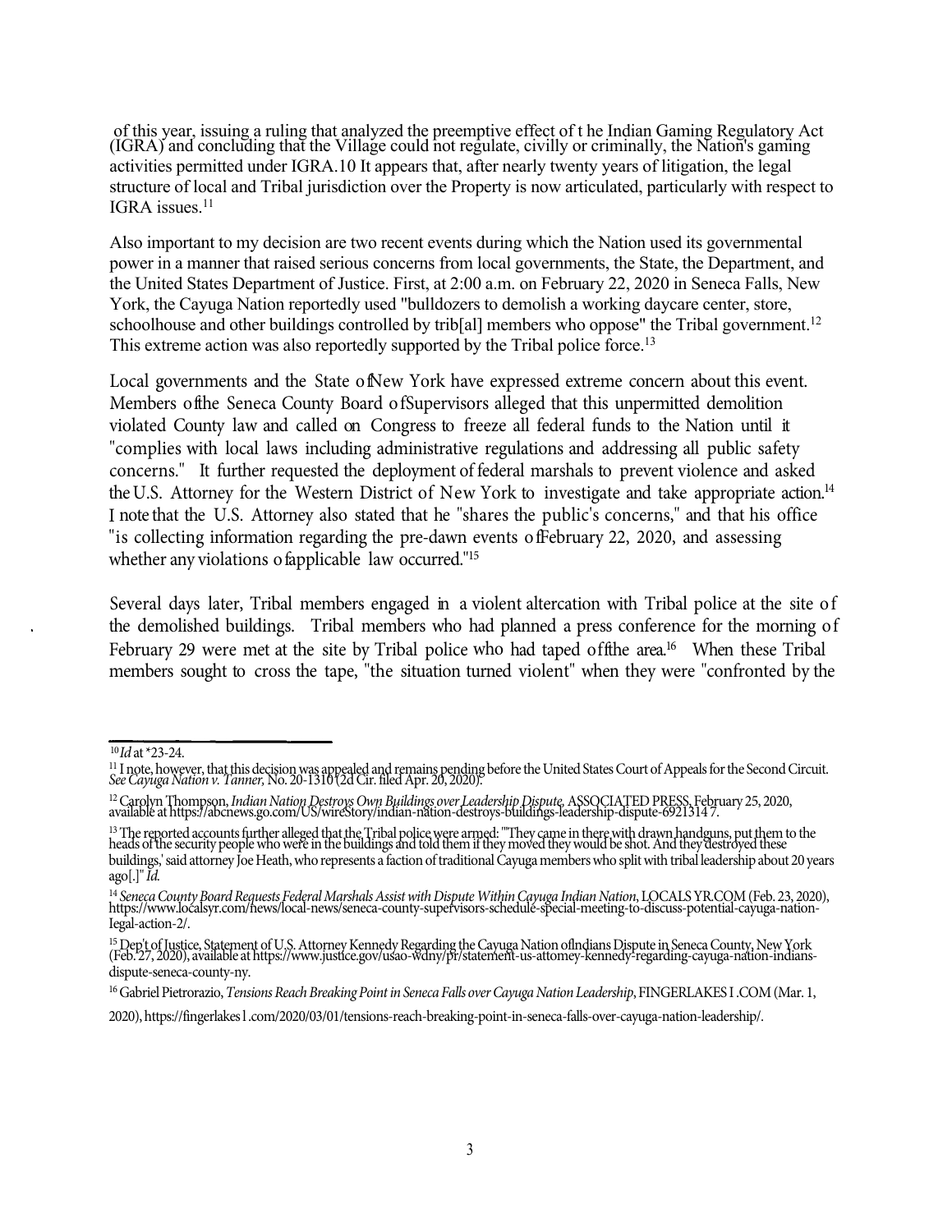of this year, issuing a ruling that analyzed the preemptive effect of the Indian Gaming Regulatory Act (IGRA) and concluding that the Village could not regulate, civilly or criminally, the Nation's gaming activities permitted under IGRA.[10] It appears that, after nearly twenty years of litigation, the legal structure of local and Tribal jurisdiction over the Property is now articulated, particularly with respect to IGRA issues.[11]

Also important to my decision are two recent events during which the Nation used its governmental power in a manner that raised serious concerns from local governments, the State, the Department, and the United States Department of Justice. First, at 2:00 a.m. on February 22, 2020 in Seneca Falls, New York, the Cayuga Nation reportedly used "bulldozers to demolish a working daycare center, store, schoolhouse and other buildings controlled by trib[al] members who oppose" the Tribal government.[12] This extreme action was also reportedly supported by the Tribal police force.[13]

Local governments and the State of New York have expressed extreme concern about this event. Members of the Seneca County Board of Supervisors alleged that this unpermitted demolition violated County law and called on Congress to freeze all federal funds to the Nation until it "complies with local laws including administrative regulations and addressing all public safety concerns." It further requested the deployment of federal marshals to prevent violence and asked the U.S. Attorney for the Western District of New York to investigate and take appropriate action.[14] I note that the U.S. Attorney also stated that he "shares the public's concerns," and that his office "is collecting information regarding the pre-dawn events of February 22, 2020, and assessing whether any violations of applicable law occurred."[15]

Several days later, Tribal members engaged in a violent altercation with Tribal police at the site of the demolished buildings. Tribal members who had planned a press conference for the morning of February 29 were met at the site by Tribal police who had taped off the area.[16] When these Tribal members sought to cross the tape, "the situation turned violent" when they were "confronted by the

---

[10] *Id* at *23-24.

[11] I note, however, that this decision was appealed and remains pending before the United States Court of Appeals for the Second Circuit. *See Cayuga Nation v. Tanner,* No. 20-1310 (2d Cir. filed Apr. 20, 2020).

[12] Carolyn Thompson, *Indian Nation Destroys Own Buildings over Leadership Dispute,* ASSOCIATED PRESS, February 25, 2020, available at https://abcnews.go.com/US/wireStory/indian-nation-destroys-buildings-leadership-dispute-69213147.

[13] The reported accounts further alleged that the Tribal police were armed: "'They came in there with drawn handguns, put them to the heads of the security people who were in the buildings and told them if they moved they would be shot. And they destroyed these buildings,' said attorney Joe Heath, who represents a faction of traditional Cayuga members who split with tribal leadership about 20 years ago[.]" *Id.*

[14] *Seneca County Board Requests Federal Marshals Assist with Dispute Within Cayuga Indian Nation,* LOCALSYR.COM (Feb. 23, 2020), https://www.localsyr.com/news/local-news/seneca-county-supervisors-schedule-special-meeting-to-discuss-potential-cayuga-nation-legal-action-2/.

[15] Dep't of Justice, Statement of U.S. Attorney Kennedy Regarding the Cayuga Nation of Indians Dispute in Seneca County, New York (Feb. 27, 2020), available at https://www.justice.gov/usao-wdny/pr/statement-us-attorney-kennedy-regarding-cayuga-nation-indians-dispute-seneca-county-ny.

[16] Gabriel Pietrorazio, *Tensions Reach Breaking Point in Seneca Falls over Cayuga Nation Leadership,* FINGERLAKES1.COM (Mar. 1, 2020), https://fingerlakes1.com/2020/03/01/tensions-reach-breaking-point-in-seneca-falls-over-cayuga-nation-leadership/.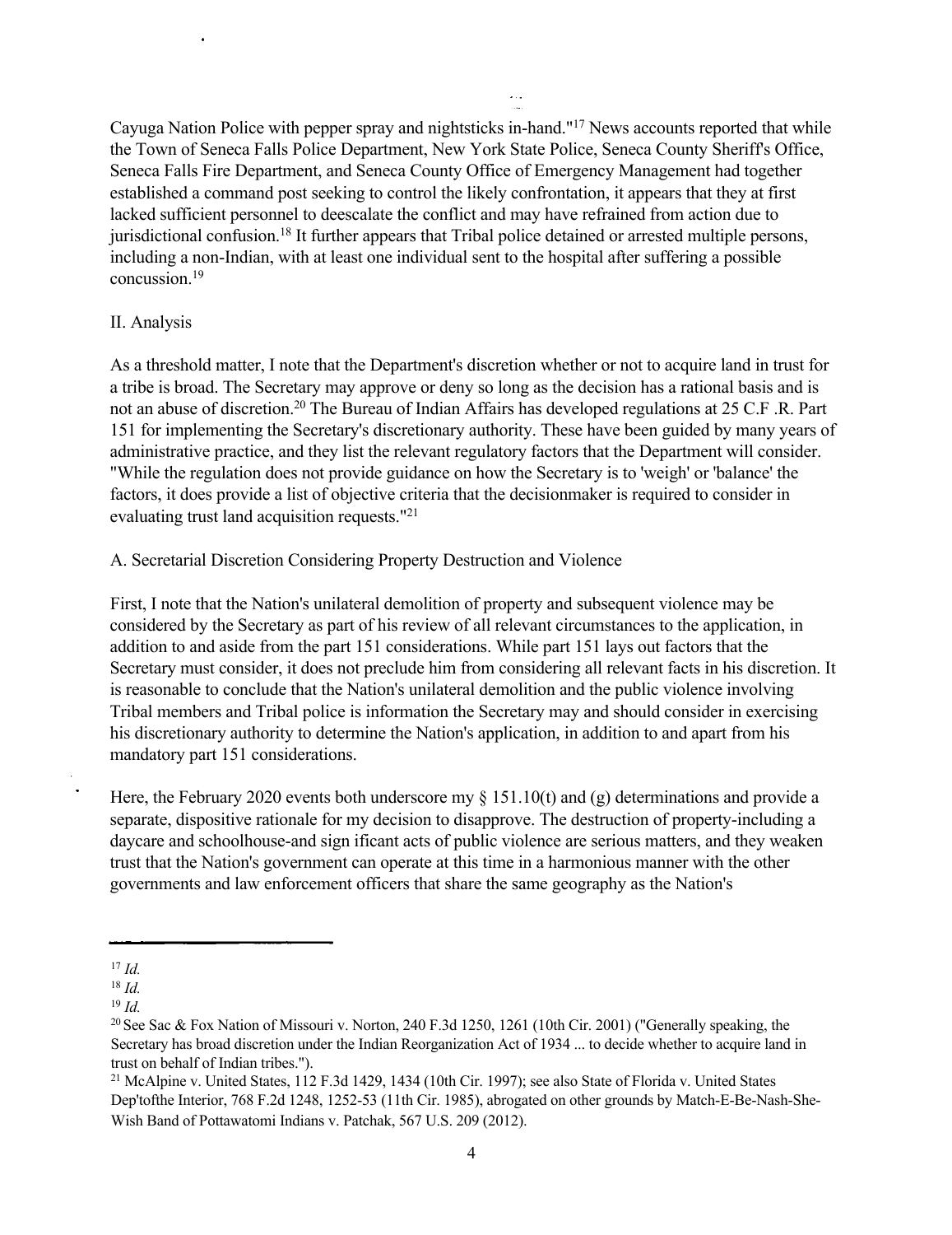Cayuga Nation Police with pepper spray and nightsticks in-hand."[17] News accounts reported that while the Town of Seneca Falls Police Department, New York State Police, Seneca County Sheriff's Office, Seneca Falls Fire Department, and Seneca County Office of Emergency Management had together established a command post seeking to control the likely confrontation, it appears that they at first lacked sufficient personnel to deescalate the conflict and may have refrained from action due to jurisdictional confusion.[18] It further appears that Tribal police detained or arrested multiple persons, including a non-Indian, with at least one individual sent to the hospital after suffering a possible concussion.[19]

## II. Analysis

As a threshold matter, I note that the Department's discretion whether or not to acquire land in trust for a tribe is broad. The Secretary may approve or deny so long as the decision has a rational basis and is not an abuse of discretion.[20] The Bureau of Indian Affairs has developed regulations at 25 C.F .R. Part 151 for implementing the Secretary's discretionary authority. These have been guided by many years of administrative practice, and they list the relevant regulatory factors that the Department will consider. "While the regulation does not provide guidance on how the Secretary is to 'weigh' or 'balance' the factors, it does provide a list of objective criteria that the decisionmaker is required to consider in evaluating trust land acquisition requests."[21]

### A. Secretarial Discretion Considering Property Destruction and Violence

First, I note that the Nation's unilateral demolition of property and subsequent violence may be considered by the Secretary as part of his review of all relevant circumstances to the application, in addition to and aside from the part 151 considerations. While part 151 lays out factors that the Secretary must consider, it does not preclude him from considering all relevant facts in his discretion. It is reasonable to conclude that the Nation's unilateral demolition and the public violence involving Tribal members and Tribal police is information the Secretary may and should consider in exercising his discretionary authority to determine the Nation's application, in addition to and apart from his mandatory part 151 considerations.

Here, the February 2020 events both underscore my § 151.10(f) and (g) determinations and provide a separate, dispositive rationale for my decision to disapprove. The destruction of property-including a daycare and schoolhouse-and sign ificant acts of public violence are serious matters, and they weaken trust that the Nation's government can operate at this time in a harmonious manner with the other governments and law enforcement officers that share the same geography as the Nation's

---

[17] *Id.*

[18] *Id.*

[19] *Id.*

[20] See Sac & Fox Nation of Missouri v. Norton, 240 F.3d 1250, 1261 (10th Cir. 2001) ("Generally speaking, the Secretary has broad discretion under the Indian Reorganization Act of 1934 ... to decide whether to acquire land in trust on behalf of Indian tribes.").

[21] McAlpine v. United States, 112 F.3d 1429, 1434 (10th Cir. 1997); see also State of Florida v. United States Dep'tofthe Interior, 768 F.2d 1248, 1252-53 (11th Cir. 1985), abrogated on other grounds by Match-E-Be-Nash-She-Wish Band of Pottawatomi Indians v. Patchak, 567 U.S. 209 (2012).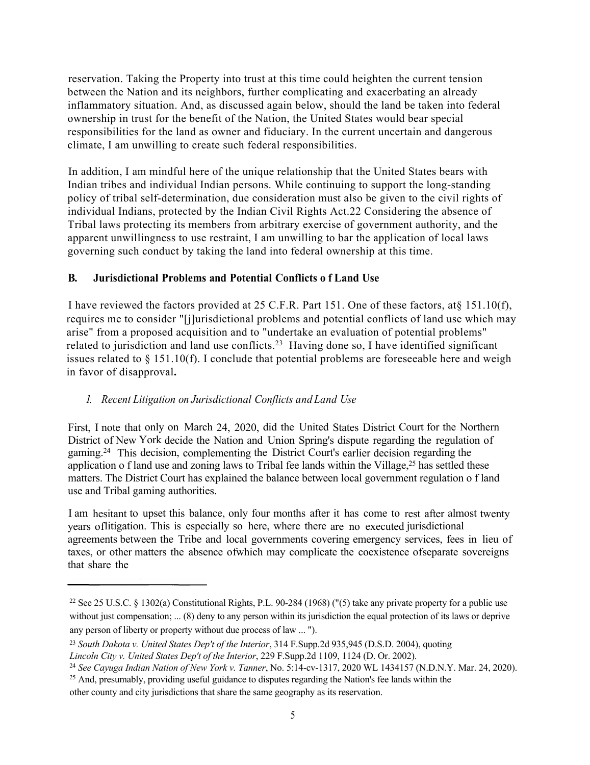reservation. Taking the Property into trust at this time could heighten the current tension between the Nation and its neighbors, further complicating and exacerbating an already inflammatory situation. And, as discussed again below, should the land be taken into federal ownership in trust for the benefit of the Nation, the United States would bear special responsibilities for the land as owner and fiduciary. In the current uncertain and dangerous climate, I am unwilling to create such federal responsibilities.

In addition, I am mindful here of the unique relationship that the United States bears with Indian tribes and individual Indian persons. While continuing to support the long-standing policy of tribal self-determination, due consideration must also be given to the civil rights of individual Indians, protected by the Indian Civil Rights Act.[22] Considering the absence of Tribal laws protecting its members from arbitrary exercise of government authority, and the apparent unwillingness to use restraint, I am unwilling to bar the application of local laws governing such conduct by taking the land into federal ownership at this time.

### B. Jurisdictional Problems and Potential Conflicts of Land Use

I have reviewed the factors provided at 25 C.F.R. Part 151. One of these factors, at § 151.10(f), requires me to consider "[j]urisdictional problems and potential conflicts of land use which may arise" from a proposed acquisition and to "undertake an evaluation of potential problems" related to jurisdiction and land use conflicts.[23] Having done so, I have identified significant issues related to § 151.10(f). I conclude that potential problems are foreseeable here and weigh in favor of disapproval.

#### *1. Recent Litigation on Jurisdictional Conflicts and Land Use*

First, I note that only on March 24, 2020, did the United States District Court for the Northern District of New York decide the Nation and Union Spring's dispute regarding the regulation of gaming.[24] This decision, complementing the District Court's earlier decision regarding the application of land use and zoning laws to Tribal fee lands within the Village,[25] has settled these matters. The District Court has explained the balance between local government regulation of land use and Tribal gaming authorities.

I am hesitant to upset this balance, only four months after it has come to rest after almost twenty years of litigation. This is especially so here, where there are no executed jurisdictional agreements between the Tribe and local governments covering emergency services, fees in lieu of taxes, or other matters the absence of which may complicate the coexistence of separate sovereigns that share the

---

[22] See 25 U.S.C. § 1302(a) Constitutional Rights, P.L. 90-284 (1968) ("(5) take any private property for a public use without just compensation; ... (8) deny to any person within its jurisdiction the equal protection of its laws or deprive any person of liberty or property without due process of law ... ").

[23] *South Dakota v. United States Dep't of the Interior*, 314 F.Supp.2d 935,945 (D.S.D. 2004), quoting *Lincoln City v. United States Dep't of the Interior*, 229 F.Supp.2d 1109, 1124 (D. Or. 2002).

[24] *See Cayuga Indian Nation of New York v. Tanner*, No. 5:14-cv-1317, 2020 WL 1434157 (N.D.N.Y. Mar. 24, 2020).

[25] And, presumably, providing useful guidance to disputes regarding the Nation's fee lands within the other county and city jurisdictions that share the same geography as its reservation.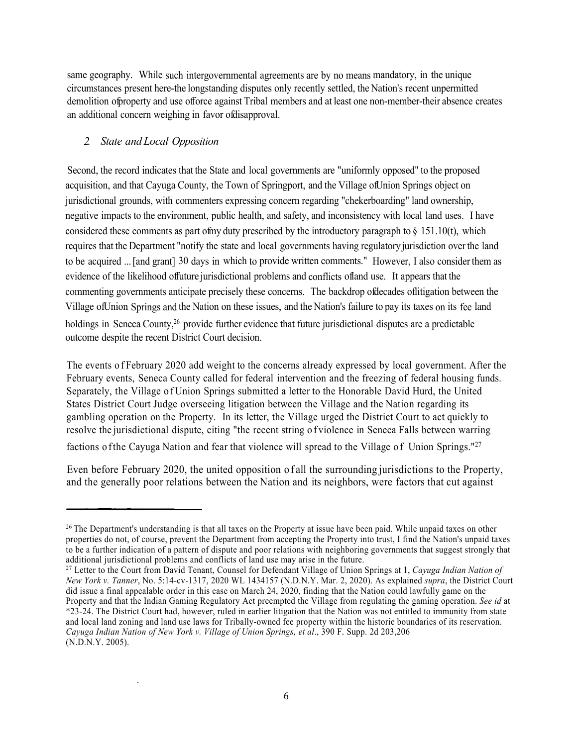same geography. While such intergovernmental agreements are by no means mandatory, in the unique circumstances present here-the longstanding disputes only recently settled, the Nation's recent unpermitted demolition of property and use of force against Tribal members and at least one non-member-their absence creates an additional concern weighing in favor of disapproval.

### *2. State and Local Opposition*

Second, the record indicates that the State and local governments are "uniformly opposed" to the proposed acquisition, and that Cayuga County, the Town of Springport, and the Village of Union Springs object on jurisdictional grounds, with commenters expressing concern regarding "chekerboarding" land ownership, negative impacts to the environment, public health, and safety, and inconsistency with local land uses. I have considered these comments as part of my duty prescribed by the introductory paragraph to § 151.10(t), which requires that the Department "notify the state and local governments having regulatory jurisdiction over the land to be acquired ... [and grant] 30 days in which to provide written comments." However, I also consider them as evidence of the likelihood of future jurisdictional problems and conflicts of land use. It appears that the commenting governments anticipate precisely these concerns. The backdrop of decades of litigation between the Village of Union Springs and the Nation on these issues, and the Nation's failure to pay its taxes on its fee land holdings in Seneca County,[26] provide further evidence that future jurisdictional disputes are a predictable outcome despite the recent District Court decision.

The events of February 2020 add weight to the concerns already expressed by local government. After the February events, Seneca County called for federal intervention and the freezing of federal housing funds. Separately, the Village of Union Springs submitted a letter to the Honorable David Hurd, the United States District Court Judge overseeing litigation between the Village and the Nation regarding its gambling operation on the Property. In its letter, the Village urged the District Court to act quickly to resolve the jurisdictional dispute, citing "the recent string of violence in Seneca Falls between warring factions of the Cayuga Nation and fear that violence will spread to the Village of Union Springs."[27]

Even before February 2020, the united opposition of all the surrounding jurisdictions to the Property, and the generally poor relations between the Nation and its neighbors, were factors that cut against

---

[26] The Department's understanding is that all taxes on the Property at issue have been paid. While unpaid taxes on other properties do not, of course, prevent the Department from accepting the Property into trust, I find the Nation's unpaid taxes to be a further indication of a pattern of dispute and poor relations with neighboring governments that suggest strongly that additional jurisdictional problems and conflicts of land use may arise in the future.

[27] Letter to the Court from David Tenant, Counsel for Defendant Village of Union Springs at 1, *Cayuga Indian Nation of New York v. Tanner*, No. 5:14-cv-1317, 2020 WL 1434157 (N.D.N.Y. Mar. 2, 2020). As explained *supra*, the District Court did issue a final appealable order in this case on March 24, 2020, finding that the Nation could lawfully game on the Property and that the Indian Gaming Regulatory Act preempted the Village from regulating the gaming operation. *See id* at *23-24. The District Court had, however, ruled in earlier litigation that the Nation was not entitled to immunity from state and local land zoning and land use laws for Tribally-owned fee property within the historic boundaries of its reservation. *Cayuga Indian Nation of New York v. Village of Union Springs, et al*., 390 F. Supp. 2d 203,206 (N.D.N.Y. 2005).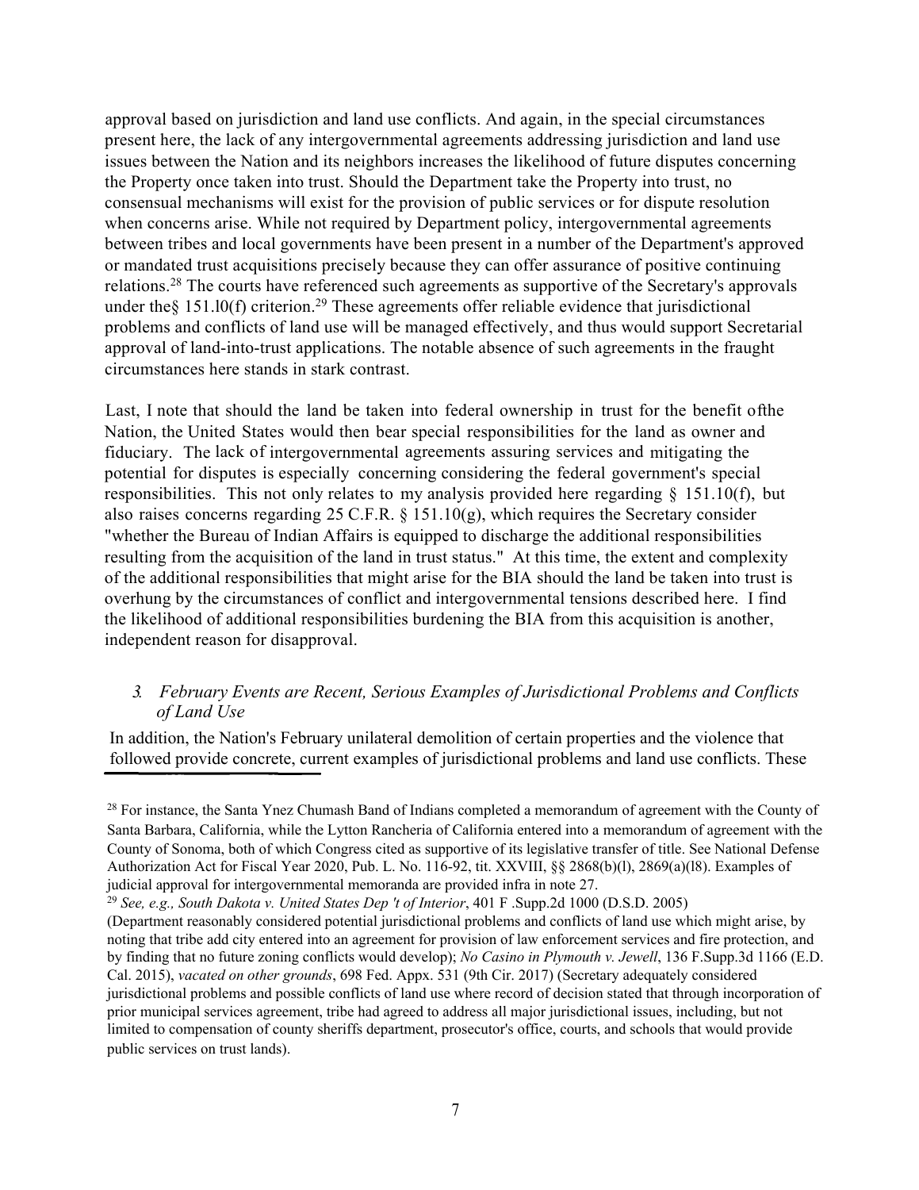approval based on jurisdiction and land use conflicts. And again, in the special circumstances present here, the lack of any intergovernmental agreements addressing jurisdiction and land use issues between the Nation and its neighbors increases the likelihood of future disputes concerning the Property once taken into trust. Should the Department take the Property into trust, no consensual mechanisms will exist for the provision of public services or for dispute resolution when concerns arise. While not required by Department policy, intergovernmental agreements between tribes and local governments have been present in a number of the Department's approved or mandated trust acquisitions precisely because they can offer assurance of positive continuing relations.[28] The courts have referenced such agreements as supportive of the Secretary's approvals under the§ 151.l0(f) criterion.[29] These agreements offer reliable evidence that jurisdictional problems and conflicts of land use will be managed effectively, and thus would support Secretarial approval of land-into-trust applications. The notable absence of such agreements in the fraught circumstances here stands in stark contrast.

Last, I note that should the land be taken into federal ownership in trust for the benefit ofthe Nation, the United States would then bear special responsibilities for the land as owner and fiduciary. The lack of intergovernmental agreements assuring services and mitigating the potential for disputes is especially concerning considering the federal government's special responsibilities. This not only relates to my analysis provided here regarding § 151.10(f), but also raises concerns regarding 25 C.F.R. § 151.10(g), which requires the Secretary consider "whether the Bureau of Indian Affairs is equipped to discharge the additional responsibilities resulting from the acquisition of the land in trust status." At this time, the extent and complexity of the additional responsibilities that might arise for the BIA should the land be taken into trust is overhung by the circumstances of conflict and intergovernmental tensions described here. I find the likelihood of additional responsibilities burdening the BIA from this acquisition is another, independent reason for disapproval.

### *3. February Events are Recent, Serious Examples of Jurisdictional Problems and Conflicts of Land Use*

In addition, the Nation's February unilateral demolition of certain properties and the violence that followed provide concrete, current examples of jurisdictional problems and land use conflicts. These

---

[28] For instance, the Santa Ynez Chumash Band of Indians completed a memorandum of agreement with the County of Santa Barbara, California, while the Lytton Rancheria of California entered into a memorandum of agreement with the County of Sonoma, both of which Congress cited as supportive of its legislative transfer of title. See National Defense Authorization Act for Fiscal Year 2020, Pub. L. No. 116-92, tit. XXVIII, §§ 2868(b)(l), 2869(a)(l8). Examples of judicial approval for intergovernmental memoranda are provided infra in note 27.

[29] *See, e.g., South Dakota v. United States Dep 't of Interior*, 401 F .Supp.2d 1000 (D.S.D. 2005) (Department reasonably considered potential jurisdictional problems and conflicts of land use which might arise, by noting that tribe add city entered into an agreement for provision of law enforcement services and fire protection, and by finding that no future zoning conflicts would develop); *No Casino in Plymouth v. Jewell*, 136 F.Supp.3d 1166 (E.D. Cal. 2015), *vacated on other grounds*, 698 Fed. Appx. 531 (9th Cir. 2017) (Secretary adequately considered jurisdictional problems and possible conflicts of land use where record of decision stated that through incorporation of prior municipal services agreement, tribe had agreed to address all major jurisdictional issues, including, but not limited to compensation of county sheriffs department, prosecutor's office, courts, and schools that would provide public services on trust lands).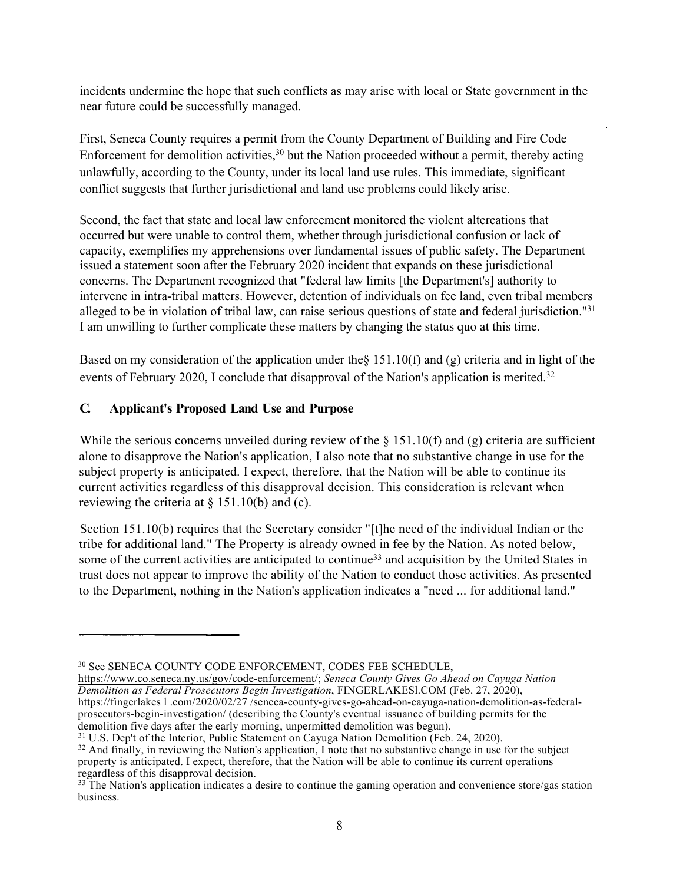incidents undermine the hope that such conflicts as may arise with local or State government in the near future could be successfully managed.

First, Seneca County requires a permit from the County Department of Building and Fire Code Enforcement for demolition activities,[30] but the Nation proceeded without a permit, thereby acting unlawfully, according to the County, under its local land use rules. This immediate, significant conflict suggests that further jurisdictional and land use problems could likely arise.

Second, the fact that state and local law enforcement monitored the violent altercations that occurred but were unable to control them, whether through jurisdictional confusion or lack of capacity, exemplifies my apprehensions over fundamental issues of public safety. The Department issued a statement soon after the February 2020 incident that expands on these jurisdictional concerns. The Department recognized that "federal law limits [the Department's] authority to intervene in intra-tribal matters. However, detention of individuals on fee land, even tribal members alleged to be in violation of tribal law, can raise serious questions of state and federal jurisdiction."[31] I am unwilling to further complicate these matters by changing the status quo at this time.

Based on my consideration of the application under the§ 151.10(f) and (g) criteria and in light of the events of February 2020, I conclude that disapproval of the Nation's application is merited.[32]

## C. Applicant's Proposed Land Use and Purpose

While the serious concerns unveiled during review of the § 151.10(f) and (g) criteria are sufficient alone to disapprove the Nation's application, I also note that no substantive change in use for the subject property is anticipated. I expect, therefore, that the Nation will be able to continue its current activities regardless of this disapproval decision. This consideration is relevant when reviewing the criteria at § 151.10(b) and (c).

Section 151.10(b) requires that the Secretary consider "[t]he need of the individual Indian or the tribe for additional land." The Property is already owned in fee by the Nation. As noted below, some of the current activities are anticipated to continue[33] and acquisition by the United States in trust does not appear to improve the ability of the Nation to conduct those activities. As presented to the Department, nothing in the Nation's application indicates a "need ... for additional land."

---

[30] See SENECA COUNTY CODE ENFORCEMENT, CODES FEE SCHEDULE, https://www.co.seneca.ny.us/gov/code-enforcement/; *Seneca County Gives Go Ahead on Cayuga Nation Demolition as Federal Prosecutors Begin Investigation*, FINGERLAKESl.COM (Feb. 27, 2020), https://fingerlakes l .com/2020/02/27 /seneca-county-gives-go-ahead-on-cayuga-nation-demolition-as-federal-prosecutors-begin-investigation/ (describing the County's eventual issuance of building permits for the demolition five days after the early morning, unpermitted demolition was begun).

[31] U.S. Dep't of the Interior, Public Statement on Cayuga Nation Demolition (Feb. 24, 2020).

[32] And finally, in reviewing the Nation's application, I note that no substantive change in use for the subject property is anticipated. I expect, therefore, that the Nation will be able to continue its current operations regardless of this disapproval decision.

[33] The Nation's application indicates a desire to continue the gaming operation and convenience store/gas station business.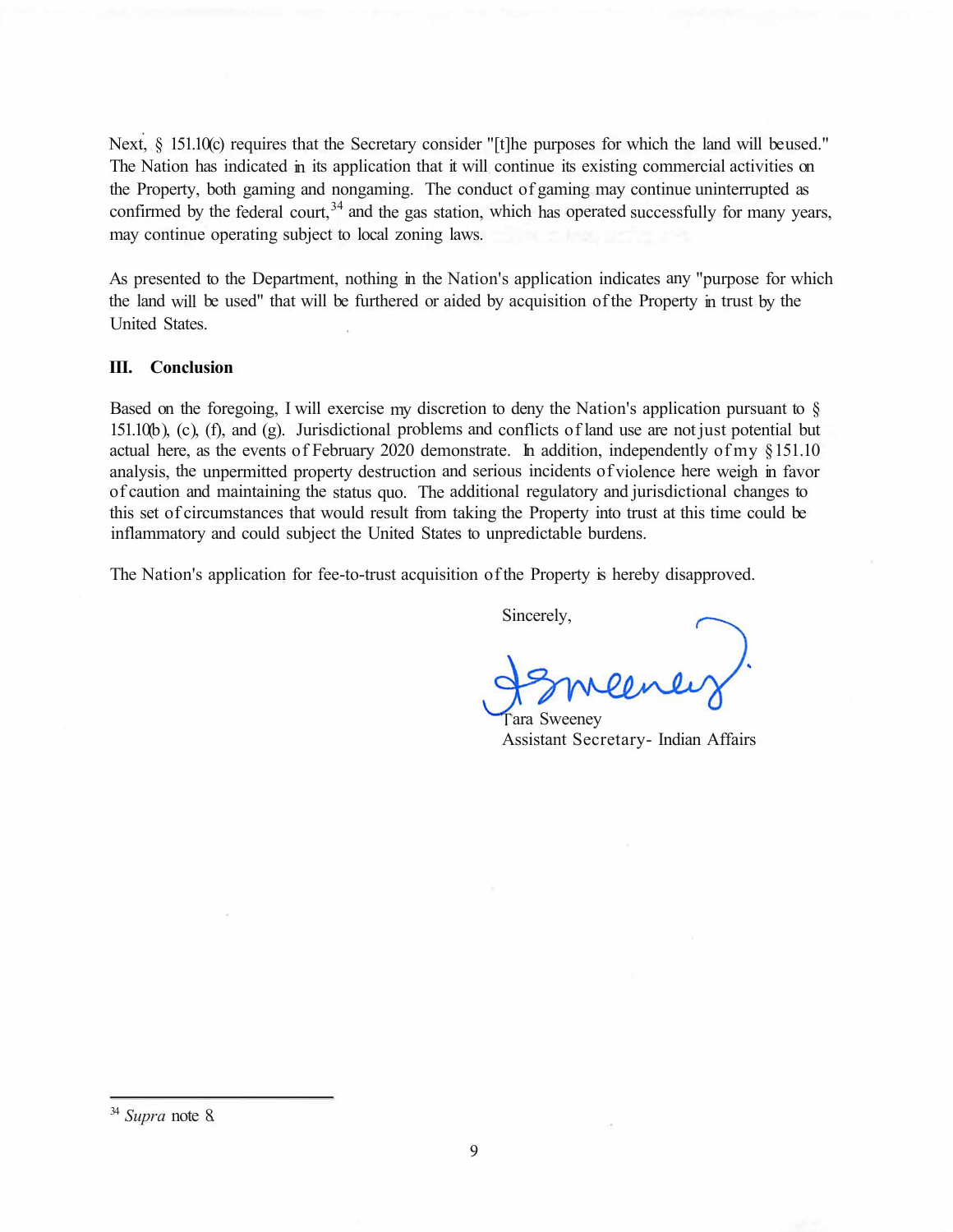Next, § 151.10(c) requires that the Secretary consider "[t]he purposes for which the land will be used." The Nation has indicated in its application that it will continue its existing commercial activities on the Property, both gaming and nongaming. The conduct of gaming may continue uninterrupted as confirmed by the federal court,[34] and the gas station, which has operated successfully for many years, may continue operating subject to local zoning laws.

As presented to the Department, nothing in the Nation's application indicates any "purpose for which the land will be used" that will be furthered or aided by acquisition of the Property in trust by the United States.

### III. Conclusion

Based on the foregoing, I will exercise my discretion to deny the Nation's application pursuant to § 151.10(b), (c), (f), and (g). Jurisdictional problems and conflicts of land use are not just potential but actual here, as the events of February 2020 demonstrate. In addition, independently of my § 151.10 analysis, the unpermitted property destruction and serious incidents of violence here weigh in favor of caution and maintaining the status quo. The additional regulatory and jurisdictional changes to this set of circumstances that would result from taking the Property into trust at this time could be inflammatory and could subject the United States to unpredictable burdens.

The Nation's application for fee-to-trust acquisition of the Property is hereby disapproved.

Sincerely,

Tara Sweeney
Assistant Secretary- Indian Affairs

---

[34] *Supra* note 8.